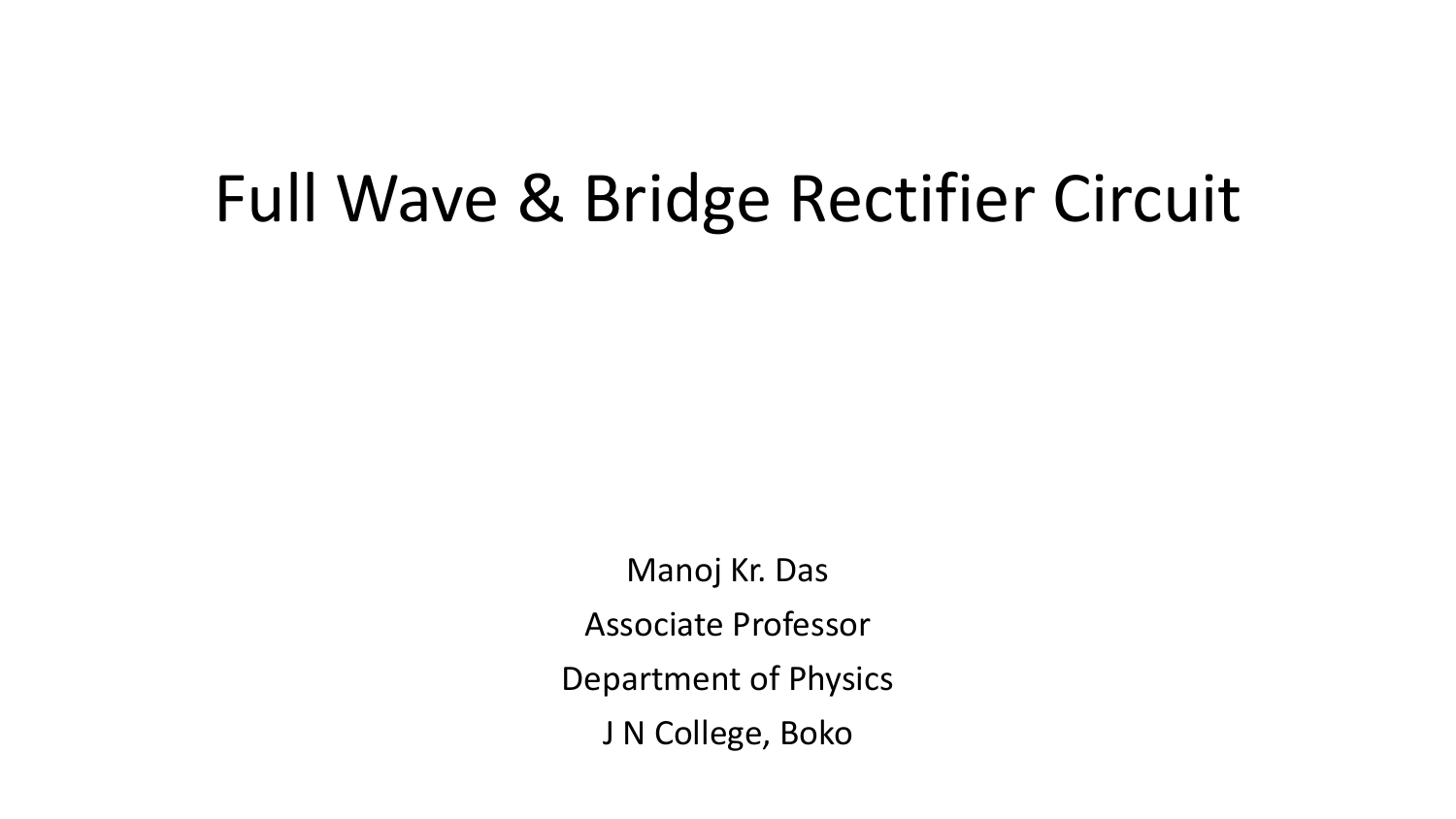# Full Wave & Bridge Rectifier Circuit

Manoj Kr. Das

Associate Professor

Department of Physics

J N College, Boko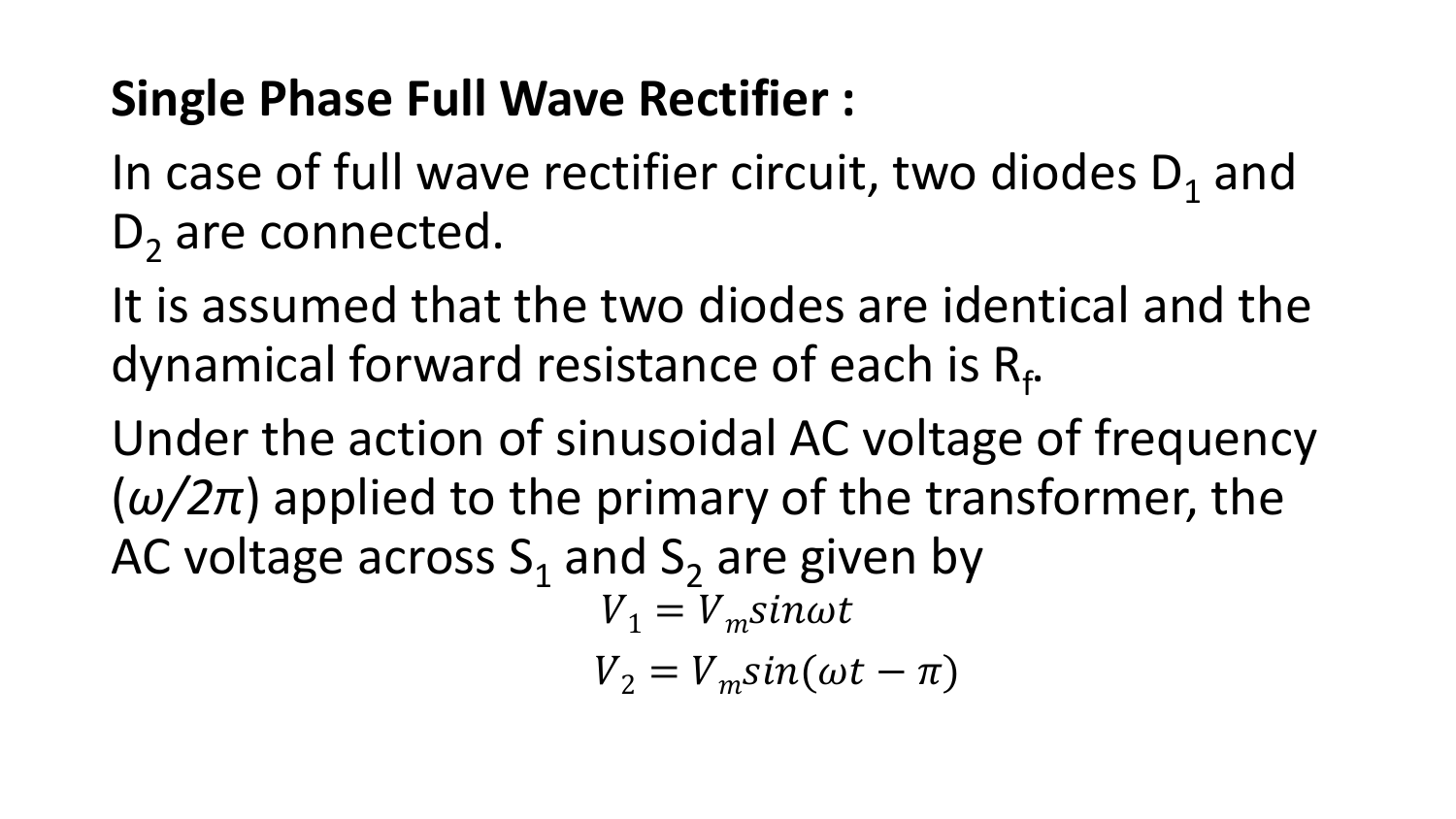**Single Phase Full Wave Rectifier :**

In case of full wave rectifier circuit, two diodes $D_1$ and $D_2$ are connected.

It is assumed that the two diodes are identical and the dynamical forward resistance of each is $R_f$.

Under the action of sinusoidal AC voltage of frequency (*ω/2π*) applied to the primary of the transformer, the AC voltage across $S_1$ and $S_2$ are given by

$$V_1 = V_m sin\omega t$$

$$V_2 = V_m sin(\omega t - \pi)$$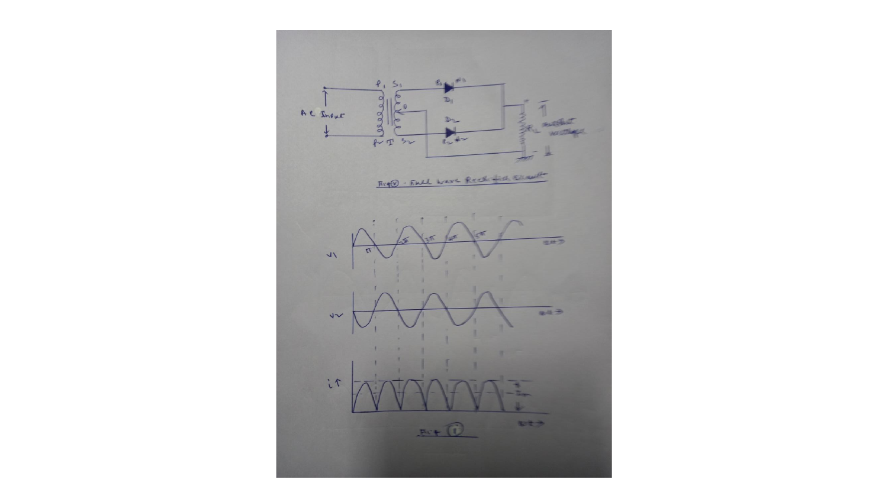Fig (ii) - Full wave Rectifier Circuit

Fig (i)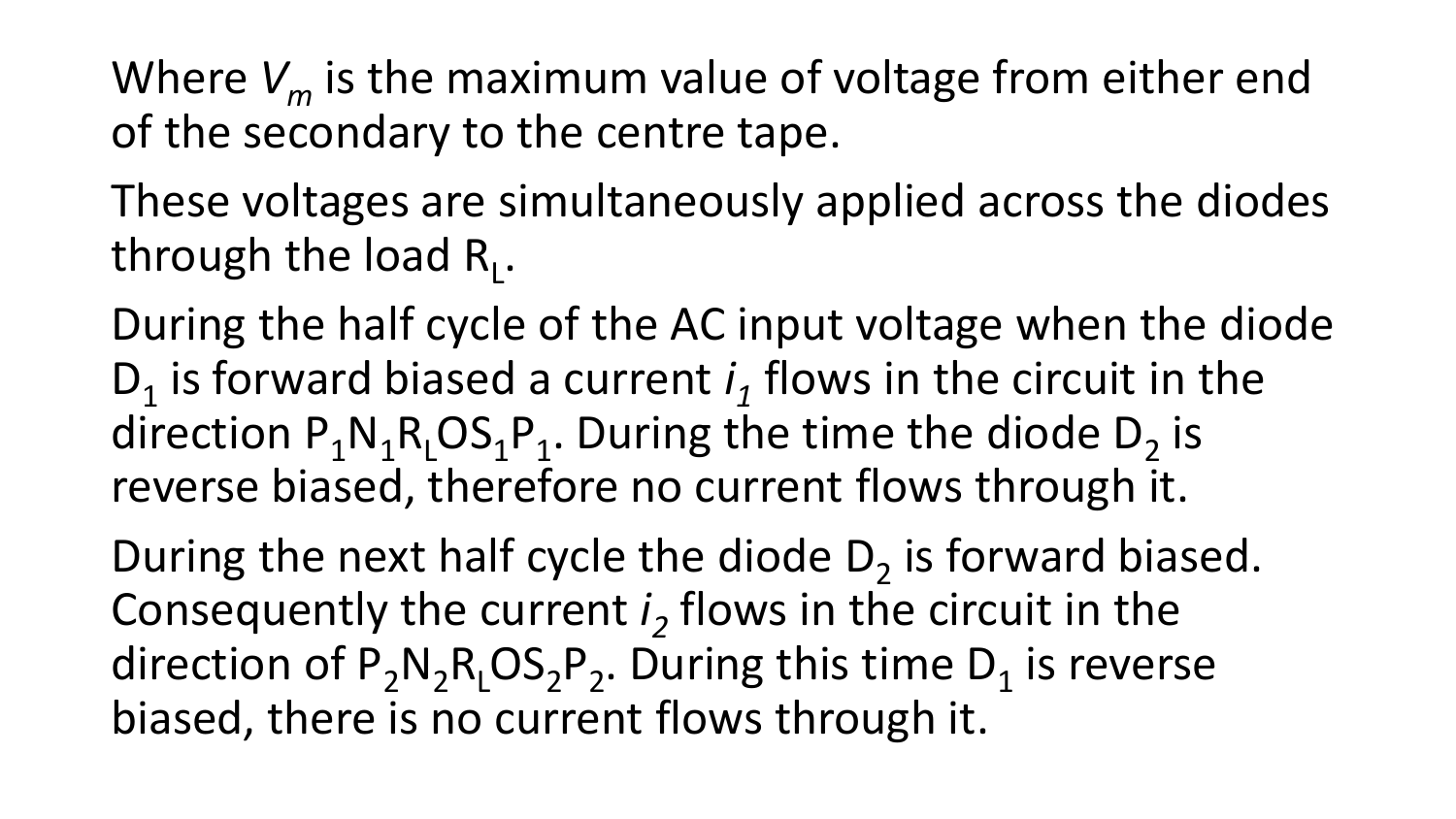Where $V_m$ is the maximum value of voltage from either end of the secondary to the centre tape.

These voltages are simultaneously applied across the diodes through the load $R_L$.

During the half cycle of the AC input voltage when the diode $D_1$ is forward biased a current $i_1$ flows in the circuit in the direction $P_1N_1R_LOS_1P_1$. During the time the diode $D_2$ is reverse biased, therefore no current flows through it.

During the next half cycle the diode $D_2$ is forward biased. Consequently the current $i_2$ flows in the circuit in the direction of $P_2N_2R_LOS_2P_2$. During this time $D_1$ is reverse biased, there is no current flows through it.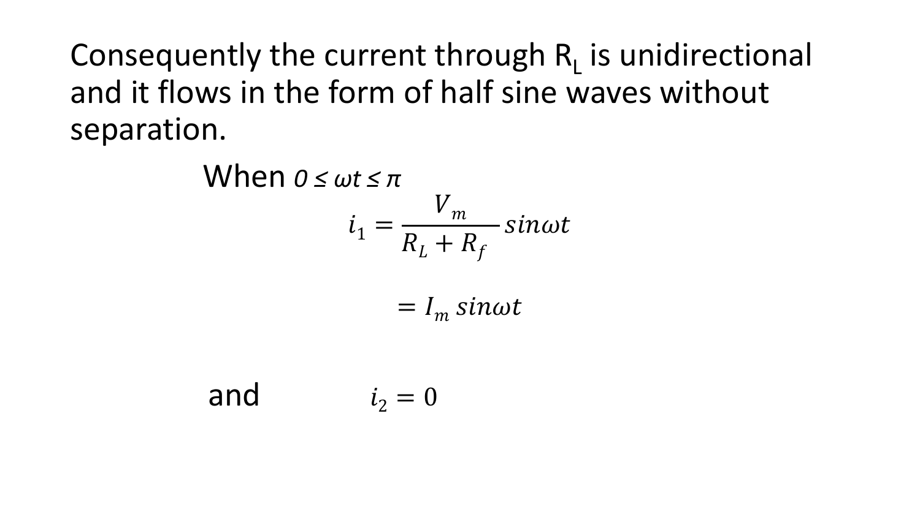Consequently the current through $R_L$ is unidirectional and it flows in the form of half sine waves without separation.

When $0 \leq \omega t \leq \pi$

$$i_1 = \frac{V_m}{R_L + R_f} sin\omega t$$

$$= I_m \, sin\omega t$$

and $$i_2 = 0$$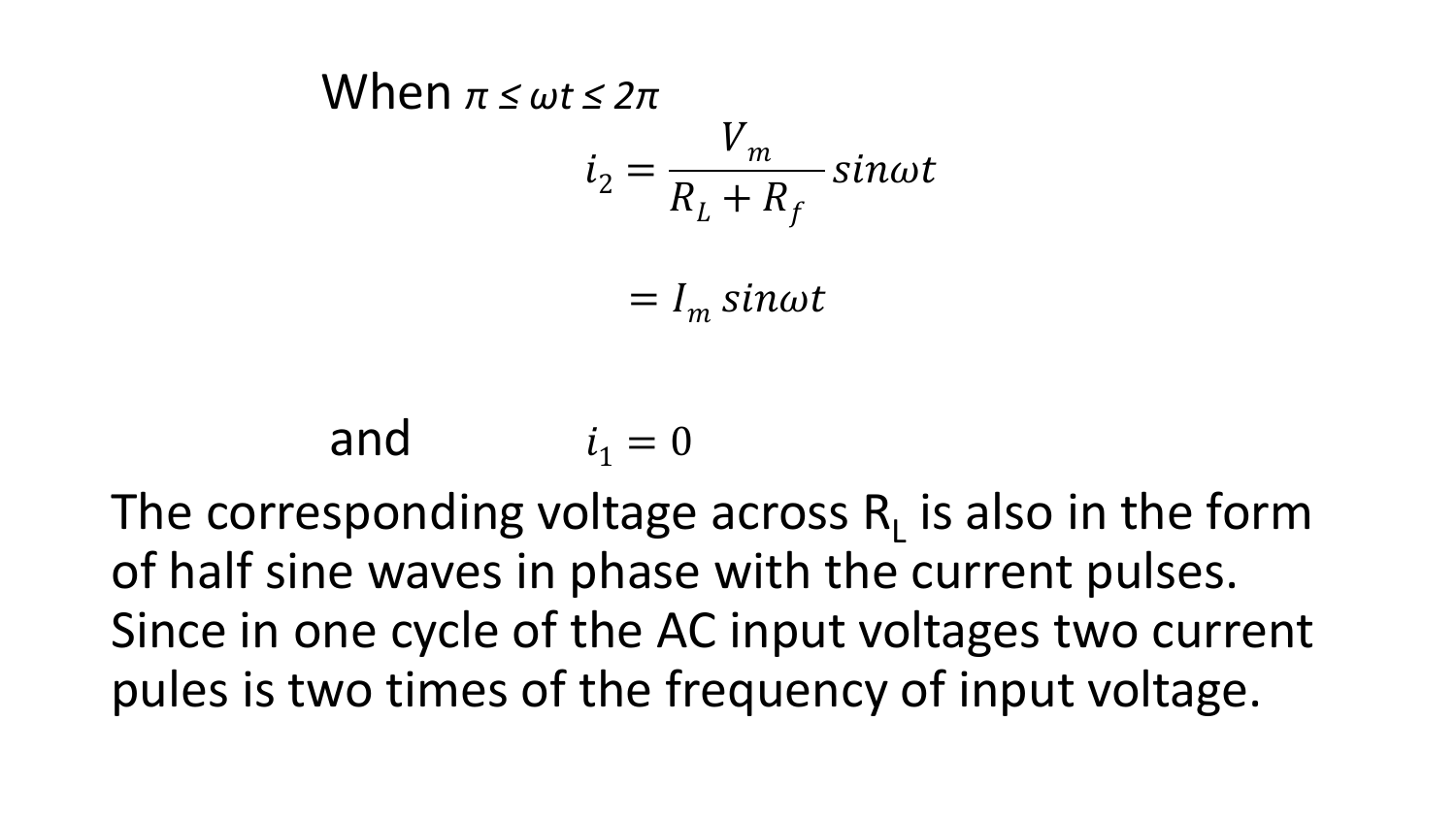When $\pi \leq \omega t \leq 2\pi$

$$i_2 = \frac{V_m}{R_L + R_f} sin\omega t$$

$$= I_m \, sin\omega t$$

and $$i_1 = 0$$

The corresponding voltage across $R_L$ is also in the form of half sine waves in phase with the current pulses. Since in one cycle of the AC input voltages two current pules is two times of the frequency of input voltage.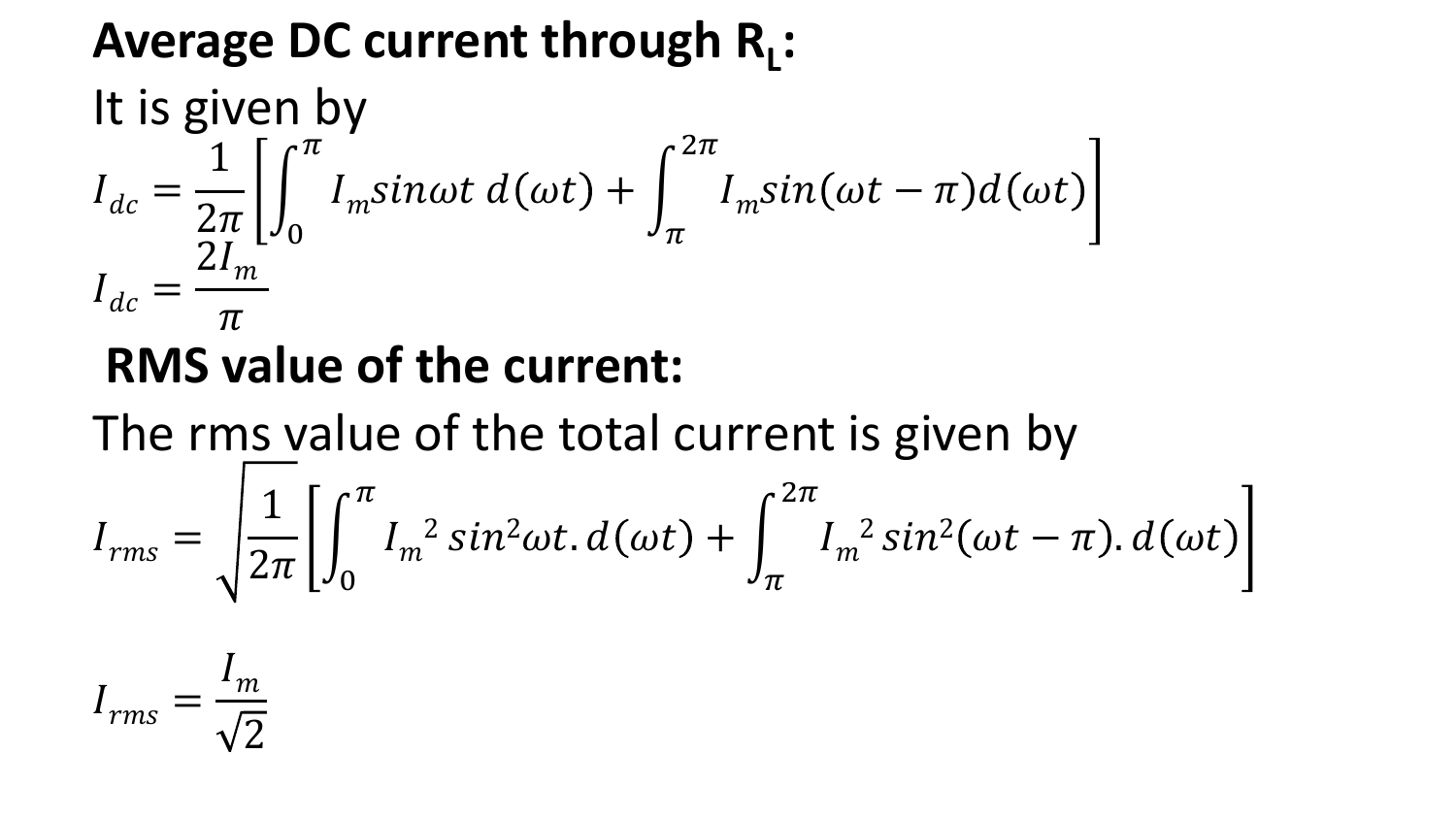**Average DC current through $R_L$:**

It is given by

$$I_{dc} = \frac{1}{2\pi}\left[\int_0^{\pi} I_m sin\omega t \, d(\omega t) + \int_{\pi}^{2\pi} I_m sin(\omega t - \pi) d(\omega t)\right]$$

$$I_{dc} = \frac{2I_m}{\pi}$$

**RMS value of the current:**

The rms value of the total current is given by

$$I_{rms} = \sqrt{\frac{1}{2\pi}\left[\int_0^{\pi} {I_m}^2 \, sin^2\omega t . d(\omega t) + \int_{\pi}^{2\pi} {I_m}^2 \, sin^2(\omega t - \pi). d(\omega t)\right]}$$

$$I_{rms} = \frac{I_m}{\sqrt{2}}$$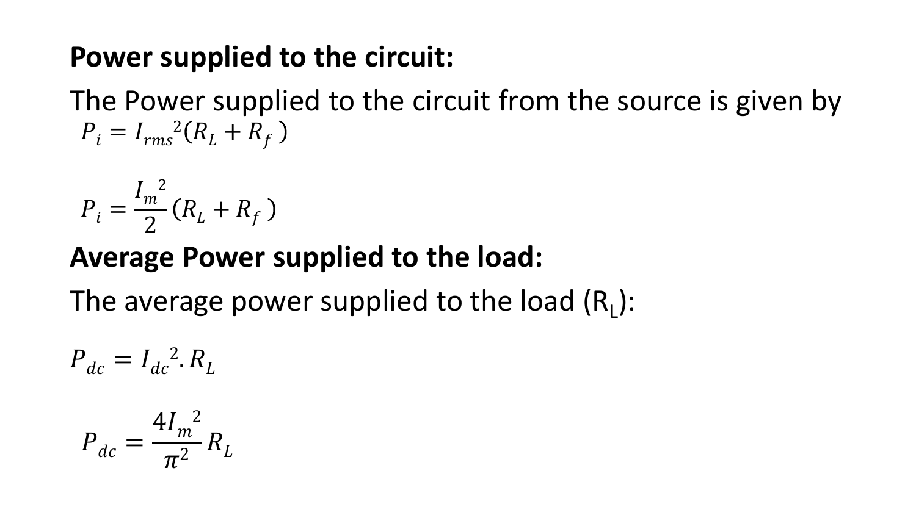**Power supplied to the circuit:**

The Power supplied to the circuit from the source is given by

$$P_i = {I_{rms}}^2 (R_L + R_f)$$

$$P_i = \frac{{I_m}^2}{2} (R_L + R_f)$$

**Average Power supplied to the load:**

The average power supplied to the load ($R_L$):

$$P_{dc} = {I_{dc}}^2 . R_L$$

$$P_{dc} = \frac{4{I_m}^2}{\pi^2} R_L$$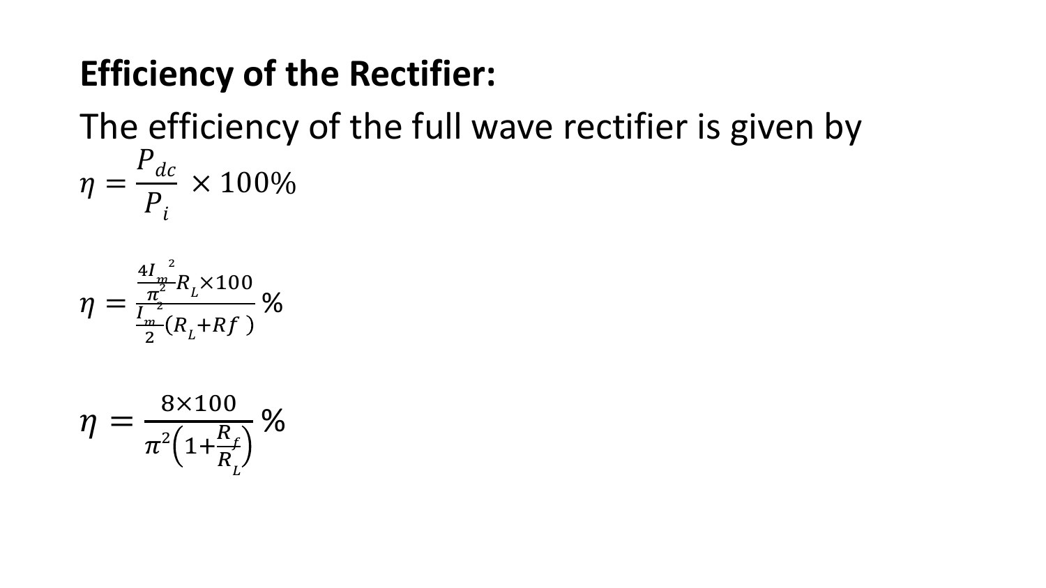**Efficiency of the Rectifier:**

The efficiency of the full wave rectifier is given by

$$\eta = \frac{P_{dc}}{P_i} \times 100\%$$

$$\eta = \frac{\frac{4I_m^2}{\pi^2} R_L \times 100}{\frac{I_m^2}{2}(R_L + Rf\ )} \%$$

$$\eta = \frac{8 \times 100}{\pi^2\left(1 + \frac{R_f}{R_L}\right)} \%$$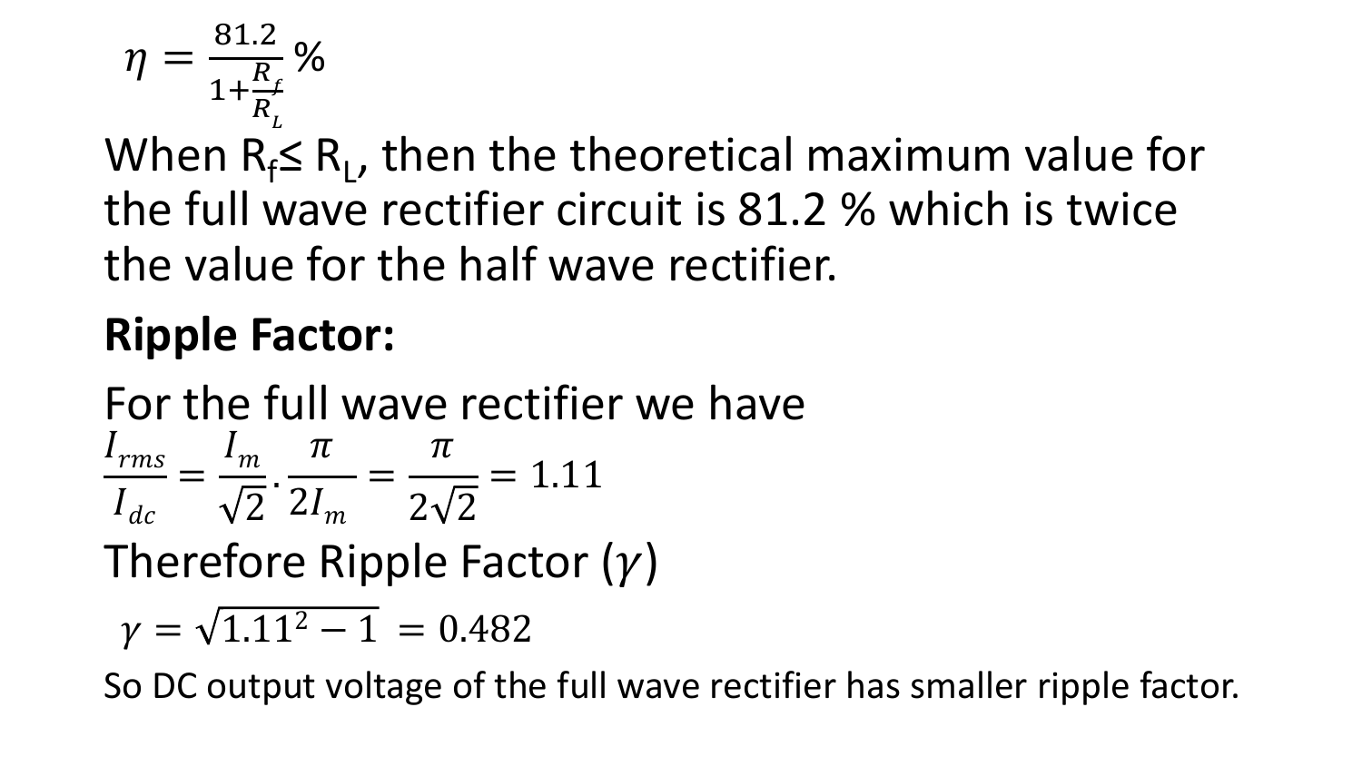$$\eta = \frac{81.2}{1+\frac{R_f}{R_L}}\%$$

When $R_f \leq R_L$, then the theoretical maximum value for the full wave rectifier circuit is 81.2 % which is twice the value for the half wave rectifier.

**Ripple Factor:**

For the full wave rectifier we have

$$\frac{I_{rms}}{I_{dc}} = \frac{I_m}{\sqrt{2}} \cdot \frac{\pi}{2I_m} = \frac{\pi}{2\sqrt{2}} = 1.11$$

Therefore Ripple Factor ($\gamma$)

$$\gamma = \sqrt{1.11^2 - 1} = 0.482$$

So DC output voltage of the full wave rectifier has smaller ripple factor.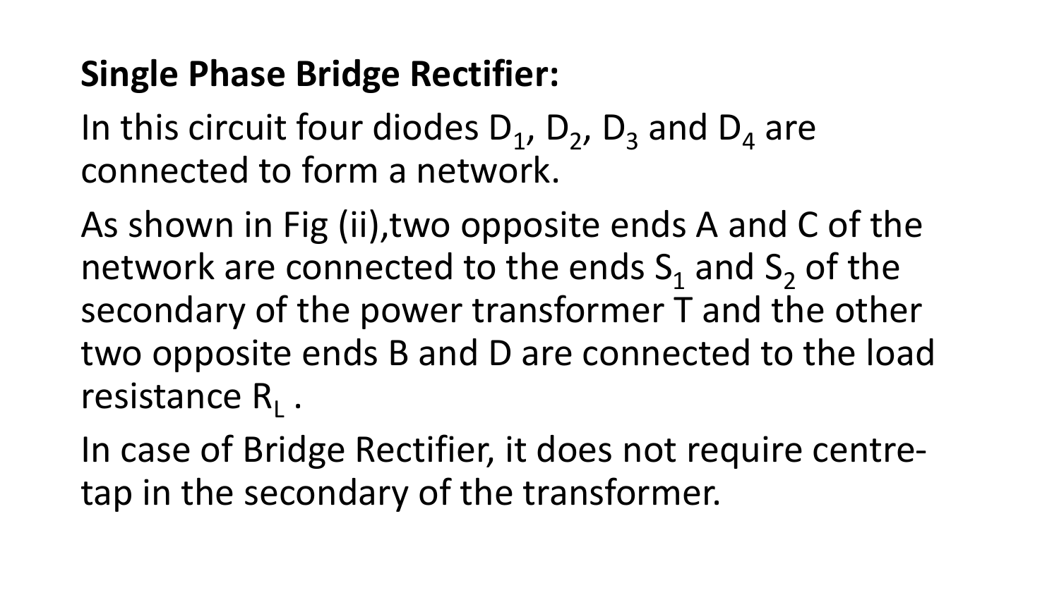**Single Phase Bridge Rectifier:**

In this circuit four diodes $D_1$, $D_2$, $D_3$ and $D_4$ are connected to form a network.

As shown in Fig (ii),two opposite ends A and C of the network are connected to the ends $S_1$ and $S_2$ of the secondary of the power transformer T and the other two opposite ends B and D are connected to the load resistance $R_L$ .

In case of Bridge Rectifier, it does not require centre-tap in the secondary of the transformer.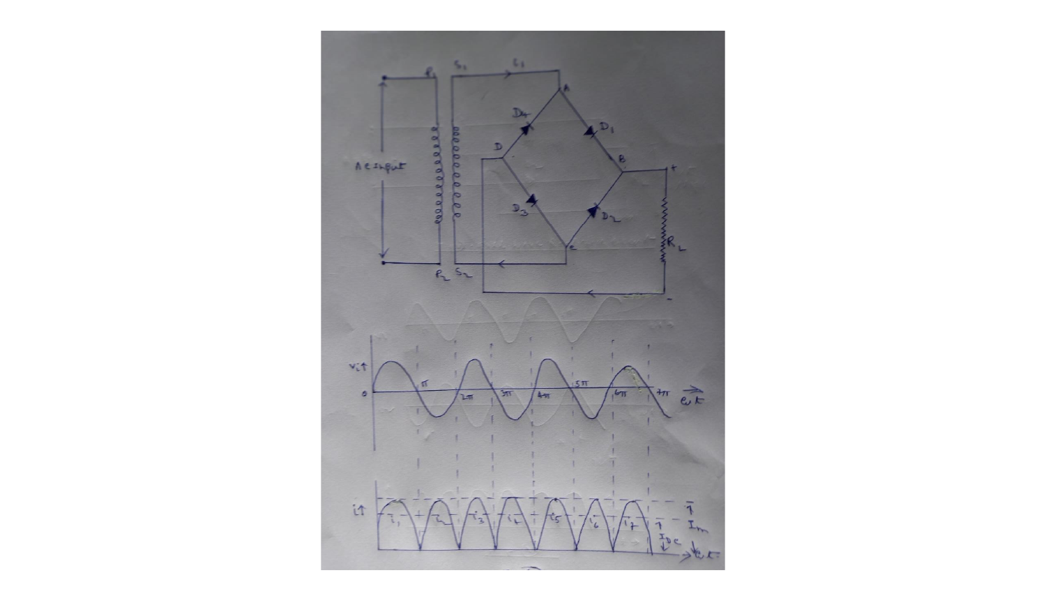AC input

$P_1$ $S_1$ $i_1$

$P_2$ $S_2$

A B D

$D_4$ $D_1$ $D_3$ $D_2$

$R_L$

$v_i$

0 π 2π 3π 4π 5π 6π 7π $\omega t$

$i$

$i_1$ $i_2$ $i_3$ $i_4$ $i_5$ $i_6$ $i_7$

$I_m$

$I_{DC}$

$\omega t$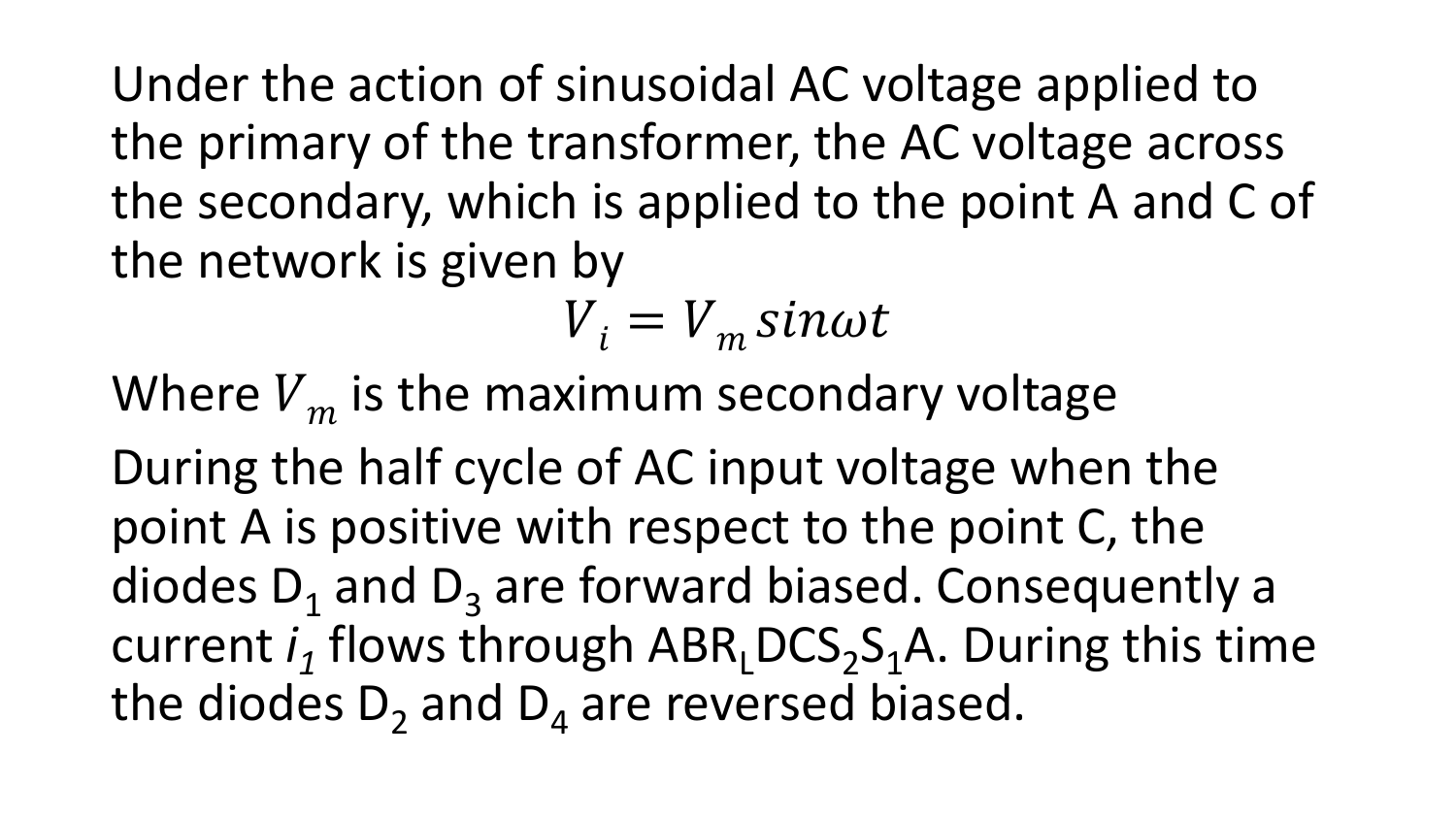Under the action of sinusoidal AC voltage applied to the primary of the transformer, the AC voltage across the secondary, which is applied to the point A and C of the network is given by

$$V_i = V_m sin\omega t$$

Where $V_m$ is the maximum secondary voltage

During the half cycle of AC input voltage when the point A is positive with respect to the point C, the diodes $D_1$ and $D_3$ are forward biased. Consequently a current $i_1$ flows through $ABR_LDCS_2S_1A$. During this time the diodes $D_2$ and $D_4$ are reversed biased.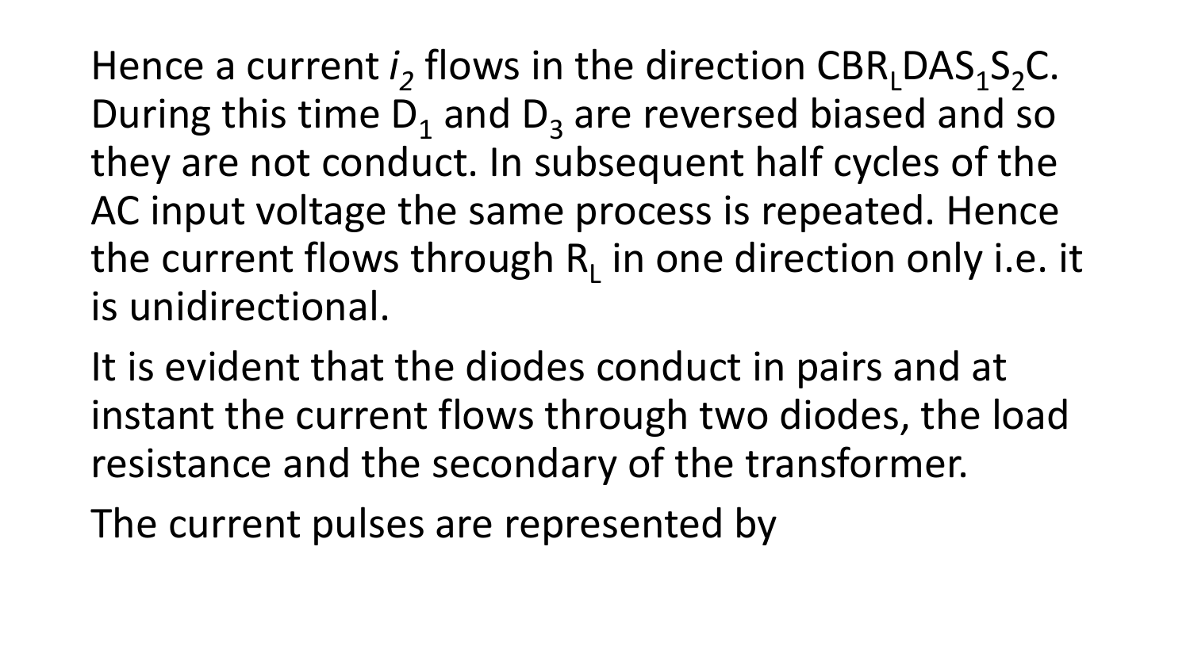Hence a current $i_2$ flows in the direction $CBR_LDAS_1S_2C$. During this time $D_1$ and $D_3$ are reversed biased and so they are not conduct. In subsequent half cycles of the AC input voltage the same process is repeated. Hence the current flows through $R_L$ in one direction only i.e. it is unidirectional.

It is evident that the diodes conduct in pairs and at instant the current flows through two diodes, the load resistance and the secondary of the transformer.

The current pulses are represented by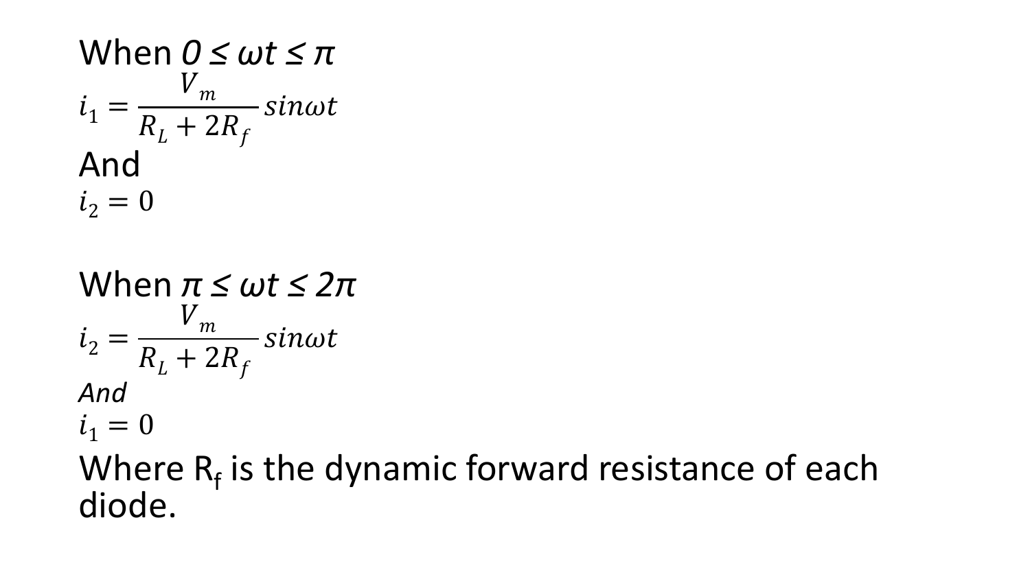When $0 \leq \omega t \leq \pi$

$$i_1 = \frac{V_m}{R_L + 2R_f} sin\omega t$$

And

$$i_2 = 0$$

When $\pi \leq \omega t \leq 2\pi$

$$i_2 = \frac{V_m}{R_L + 2R_f} sin\omega t$$

*And*

$$i_1 = 0$$

Where $R_f$ is the dynamic forward resistance of each diode.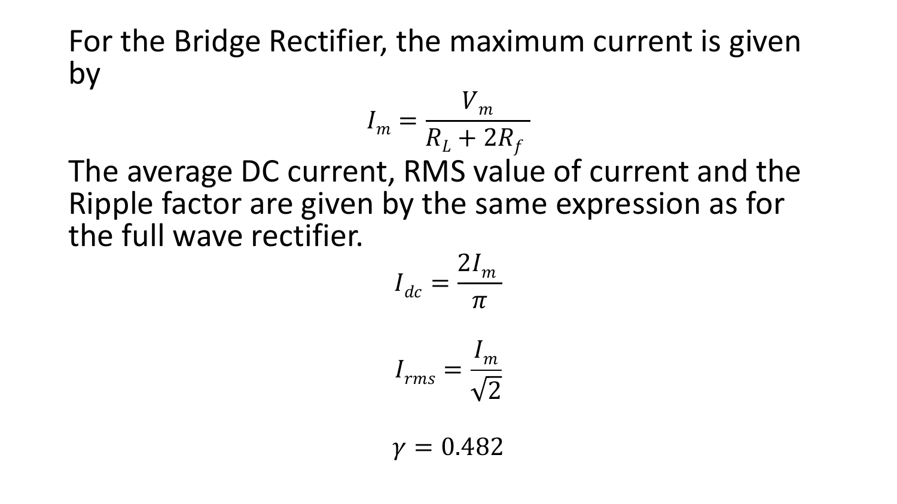For the Bridge Rectifier, the maximum current is given by

$$I_m = \frac{V_m}{R_L + 2R_f}$$

The average DC current, RMS value of current and the Ripple factor are given by the same expression as for the full wave rectifier.

$$I_{dc} = \frac{2I_m}{\pi}$$

$$I_{rms} = \frac{I_m}{\sqrt{2}}$$

$$\gamma = 0.482$$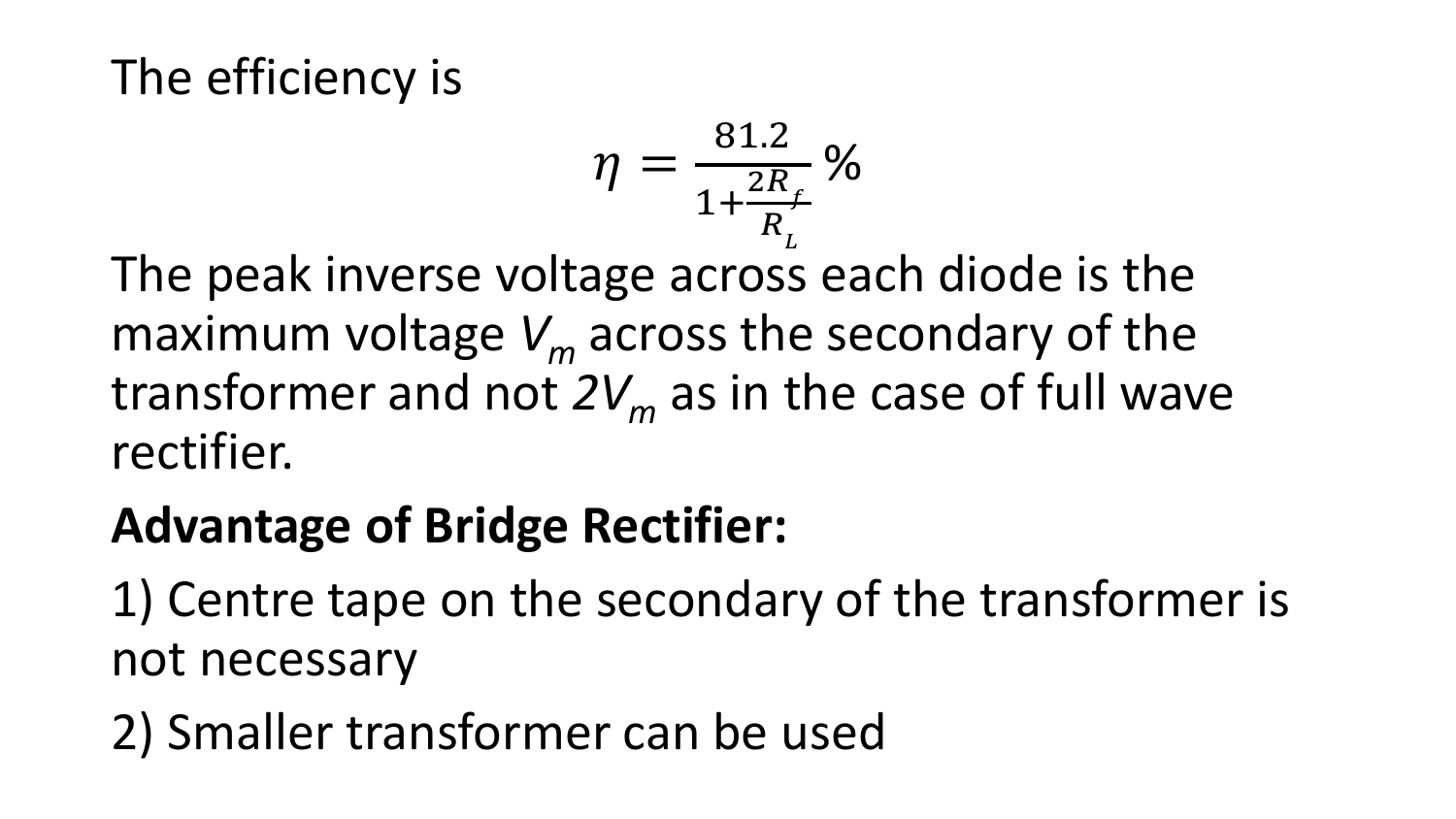The efficiency is

$$\eta = \frac{81.2}{1+\frac{2R_f}{R_L}}\%$$

The peak inverse voltage across each diode is the maximum voltage $V_m$ across the secondary of the transformer and not $2V_m$ as in the case of full wave rectifier.

**Advantage of Bridge Rectifier:**

1) Centre tape on the secondary of the transformer is not necessary

2) Smaller transformer can be used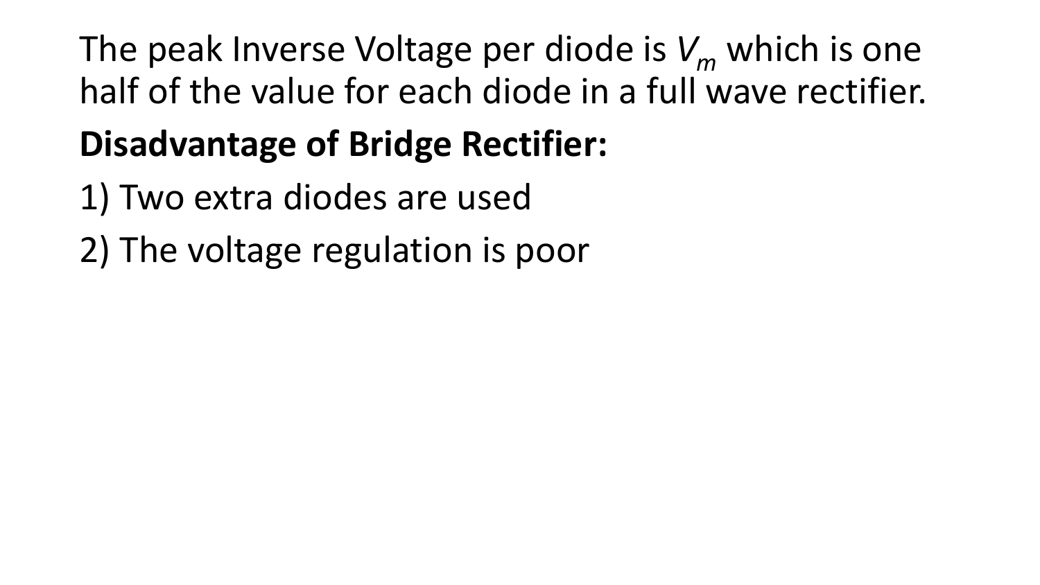The peak Inverse Voltage per diode is $V_m$ which is one half of the value for each diode in a full wave rectifier.

**Disadvantage of Bridge Rectifier:**

1) Two extra diodes are used

2) The voltage regulation is poor